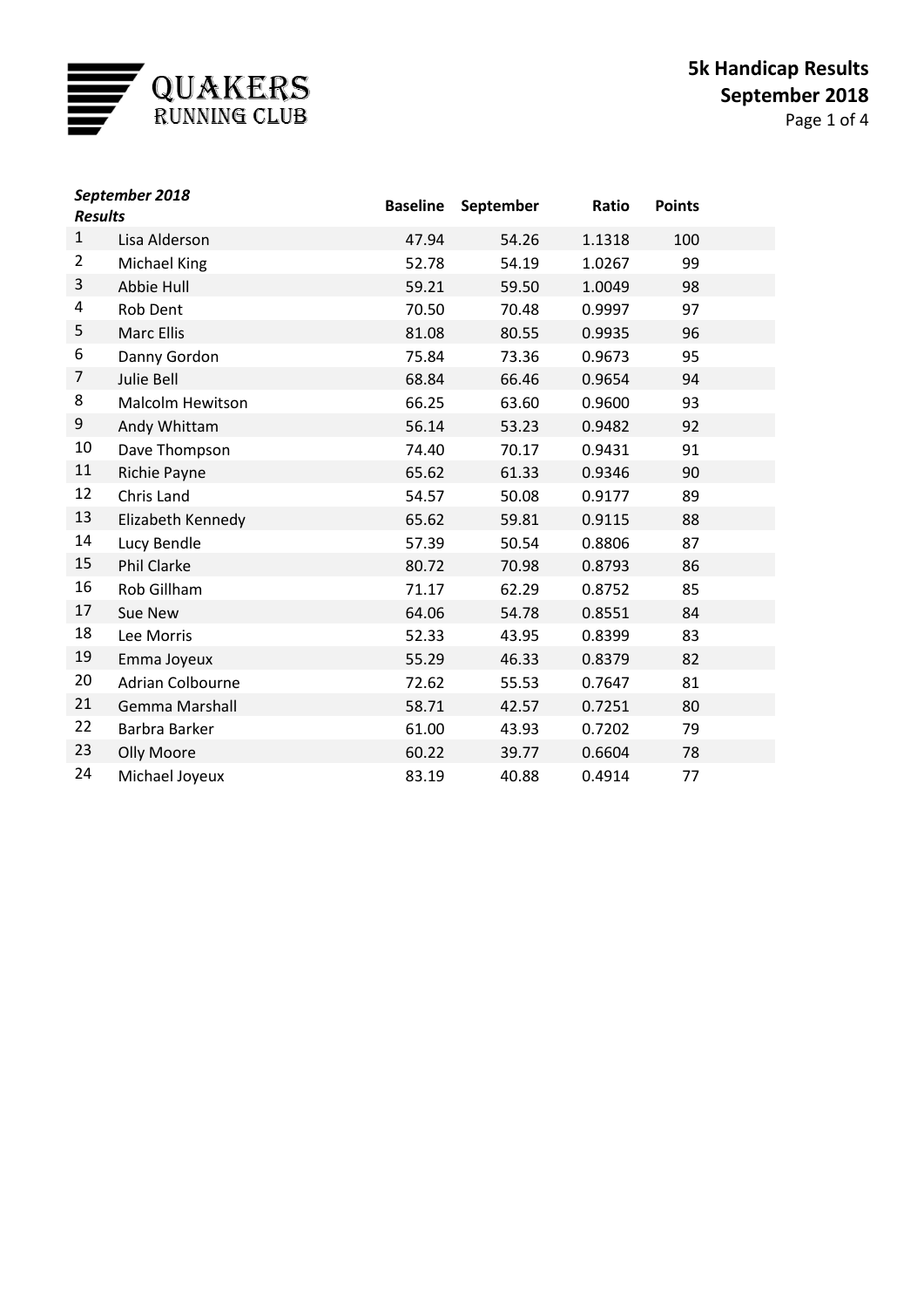# QUAKERS RUNNING CLUB

## 5k Handicap Results
## September 2018

| *September 2018 Results* | | Baseline | September | Ratio | Points |
|---|---|---|---|---|---|
| 1 | Lisa Alderson | 47.94 | 54.26 | 1.1318 | 100 |
| 2 | Michael King | 52.78 | 54.19 | 1.0267 | 99 |
| 3 | Abbie Hull | 59.21 | 59.50 | 1.0049 | 98 |
| 4 | Rob Dent | 70.50 | 70.48 | 0.9997 | 97 |
| 5 | Marc Ellis | 81.08 | 80.55 | 0.9935 | 96 |
| 6 | Danny Gordon | 75.84 | 73.36 | 0.9673 | 95 |
| 7 | Julie Bell | 68.84 | 66.46 | 0.9654 | 94 |
| 8 | Malcolm Hewitson | 66.25 | 63.60 | 0.9600 | 93 |
| 9 | Andy Whittam | 56.14 | 53.23 | 0.9482 | 92 |
| 10 | Dave Thompson | 74.40 | 70.17 | 0.9431 | 91 |
| 11 | Richie Payne | 65.62 | 61.33 | 0.9346 | 90 |
| 12 | Chris Land | 54.57 | 50.08 | 0.9177 | 89 |
| 13 | Elizabeth Kennedy | 65.62 | 59.81 | 0.9115 | 88 |
| 14 | Lucy Bendle | 57.39 | 50.54 | 0.8806 | 87 |
| 15 | Phil Clarke | 80.72 | 70.98 | 0.8793 | 86 |
| 16 | Rob Gillham | 71.17 | 62.29 | 0.8752 | 85 |
| 17 | Sue New | 64.06 | 54.78 | 0.8551 | 84 |
| 18 | Lee Morris | 52.33 | 43.95 | 0.8399 | 83 |
| 19 | Emma Joyeux | 55.29 | 46.33 | 0.8379 | 82 |
| 20 | Adrian Colbourne | 72.62 | 55.53 | 0.7647 | 81 |
| 21 | Gemma Marshall | 58.71 | 42.57 | 0.7251 | 80 |
| 22 | Barbra Barker | 61.00 | 43.93 | 0.7202 | 79 |
| 23 | Olly Moore | 60.22 | 39.77 | 0.6604 | 78 |
| 24 | Michael Joyeux | 83.19 | 40.88 | 0.4914 | 77 |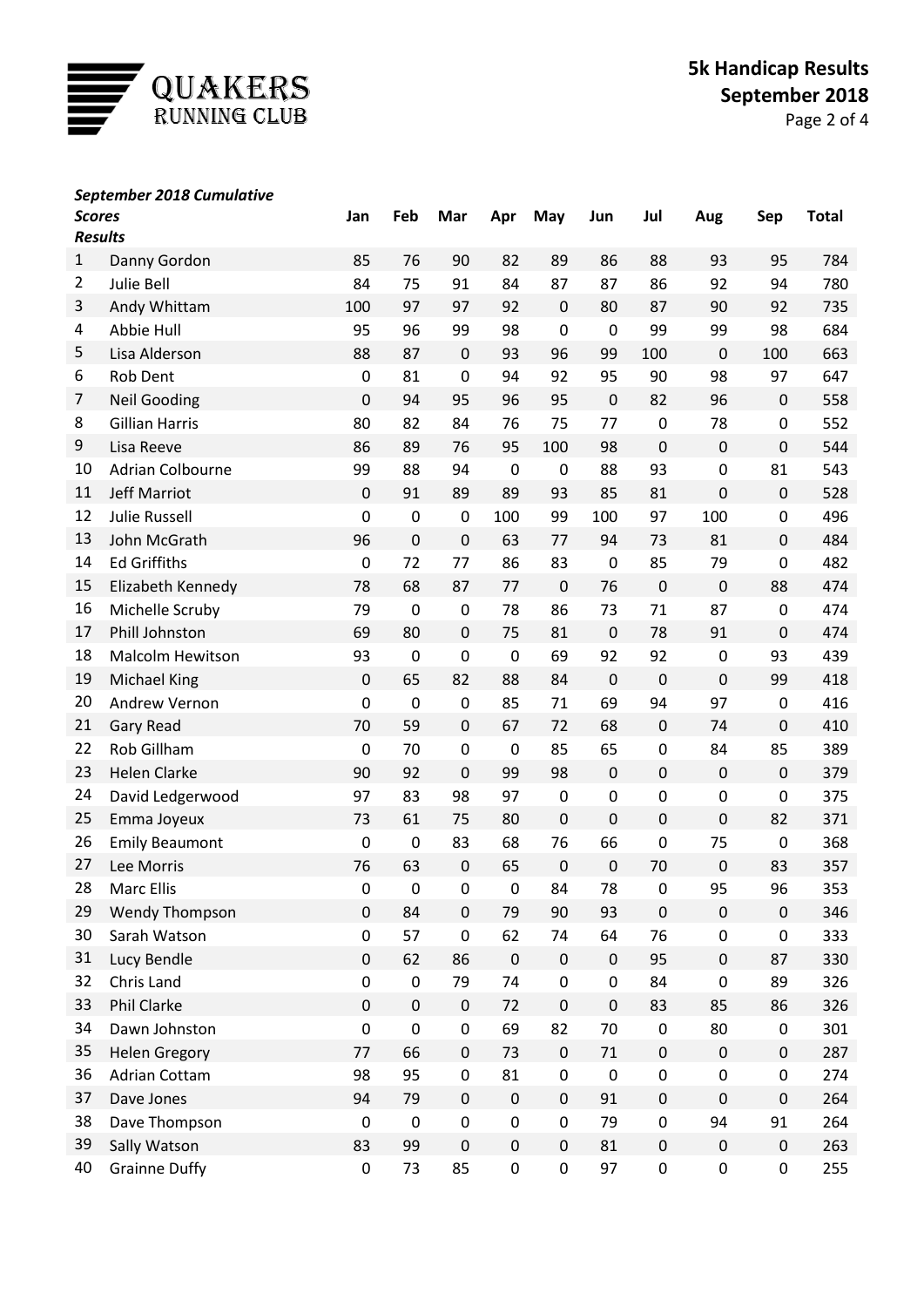QUAKERS RUNNING CLUB

# 5k Handicap Results September 2018

| ***September 2018 Cumulative Scores Results*** | | Jan | Feb | Mar | Apr | May | Jun | Jul | Aug | Sep | Total |
|---|---|---|---|---|---|---|---|---|---|---|---|
| 1 | Danny Gordon | 85 | 76 | 90 | 82 | 89 | 86 | 88 | 93 | 95 | 784 |
| 2 | Julie Bell | 84 | 75 | 91 | 84 | 87 | 87 | 86 | 92 | 94 | 780 |
| 3 | Andy Whittam | 100 | 97 | 97 | 92 | 0 | 80 | 87 | 90 | 92 | 735 |
| 4 | Abbie Hull | 95 | 96 | 99 | 98 | 0 | 0 | 99 | 99 | 98 | 684 |
| 5 | Lisa Alderson | 88 | 87 | 0 | 93 | 96 | 99 | 100 | 0 | 100 | 663 |
| 6 | Rob Dent | 0 | 81 | 0 | 94 | 92 | 95 | 90 | 98 | 97 | 647 |
| 7 | Neil Gooding | 0 | 94 | 95 | 96 | 95 | 0 | 82 | 96 | 0 | 558 |
| 8 | Gillian Harris | 80 | 82 | 84 | 76 | 75 | 77 | 0 | 78 | 0 | 552 |
| 9 | Lisa Reeve | 86 | 89 | 76 | 95 | 100 | 98 | 0 | 0 | 0 | 544 |
| 10 | Adrian Colbourne | 99 | 88 | 94 | 0 | 0 | 88 | 93 | 0 | 81 | 543 |
| 11 | Jeff Marriot | 0 | 91 | 89 | 89 | 93 | 85 | 81 | 0 | 0 | 528 |
| 12 | Julie Russell | 0 | 0 | 0 | 100 | 99 | 100 | 97 | 100 | 0 | 496 |
| 13 | John McGrath | 96 | 0 | 0 | 63 | 77 | 94 | 73 | 81 | 0 | 484 |
| 14 | Ed Griffiths | 0 | 72 | 77 | 86 | 83 | 0 | 85 | 79 | 0 | 482 |
| 15 | Elizabeth Kennedy | 78 | 68 | 87 | 77 | 0 | 76 | 0 | 0 | 88 | 474 |
| 16 | Michelle Scruby | 79 | 0 | 0 | 78 | 86 | 73 | 71 | 87 | 0 | 474 |
| 17 | Phill Johnston | 69 | 80 | 0 | 75 | 81 | 0 | 78 | 91 | 0 | 474 |
| 18 | Malcolm Hewitson | 93 | 0 | 0 | 0 | 69 | 92 | 92 | 0 | 93 | 439 |
| 19 | Michael King | 0 | 65 | 82 | 88 | 84 | 0 | 0 | 0 | 99 | 418 |
| 20 | Andrew Vernon | 0 | 0 | 0 | 85 | 71 | 69 | 94 | 97 | 0 | 416 |
| 21 | Gary Read | 70 | 59 | 0 | 67 | 72 | 68 | 0 | 74 | 0 | 410 |
| 22 | Rob Gillham | 0 | 70 | 0 | 0 | 85 | 65 | 0 | 84 | 85 | 389 |
| 23 | Helen Clarke | 90 | 92 | 0 | 99 | 98 | 0 | 0 | 0 | 0 | 379 |
| 24 | David Ledgerwood | 97 | 83 | 98 | 97 | 0 | 0 | 0 | 0 | 0 | 375 |
| 25 | Emma Joyeux | 73 | 61 | 75 | 80 | 0 | 0 | 0 | 0 | 82 | 371 |
| 26 | Emily Beaumont | 0 | 0 | 83 | 68 | 76 | 66 | 0 | 75 | 0 | 368 |
| 27 | Lee Morris | 76 | 63 | 0 | 65 | 0 | 0 | 70 | 0 | 83 | 357 |
| 28 | Marc Ellis | 0 | 0 | 0 | 0 | 84 | 78 | 0 | 95 | 96 | 353 |
| 29 | Wendy Thompson | 0 | 84 | 0 | 79 | 90 | 93 | 0 | 0 | 0 | 346 |
| 30 | Sarah Watson | 0 | 57 | 0 | 62 | 74 | 64 | 76 | 0 | 0 | 333 |
| 31 | Lucy Bendle | 0 | 62 | 86 | 0 | 0 | 0 | 95 | 0 | 87 | 330 |
| 32 | Chris Land | 0 | 0 | 79 | 74 | 0 | 0 | 84 | 0 | 89 | 326 |
| 33 | Phil Clarke | 0 | 0 | 0 | 72 | 0 | 0 | 83 | 85 | 86 | 326 |
| 34 | Dawn Johnston | 0 | 0 | 0 | 69 | 82 | 70 | 0 | 80 | 0 | 301 |
| 35 | Helen Gregory | 77 | 66 | 0 | 73 | 0 | 71 | 0 | 0 | 0 | 287 |
| 36 | Adrian Cottam | 98 | 95 | 0 | 81 | 0 | 0 | 0 | 0 | 0 | 274 |
| 37 | Dave Jones | 94 | 79 | 0 | 0 | 0 | 91 | 0 | 0 | 0 | 264 |
| 38 | Dave Thompson | 0 | 0 | 0 | 0 | 0 | 79 | 0 | 94 | 91 | 264 |
| 39 | Sally Watson | 83 | 99 | 0 | 0 | 0 | 81 | 0 | 0 | 0 | 263 |
| 40 | Grainne Duffy | 0 | 73 | 85 | 0 | 0 | 97 | 0 | 0 | 0 | 255 |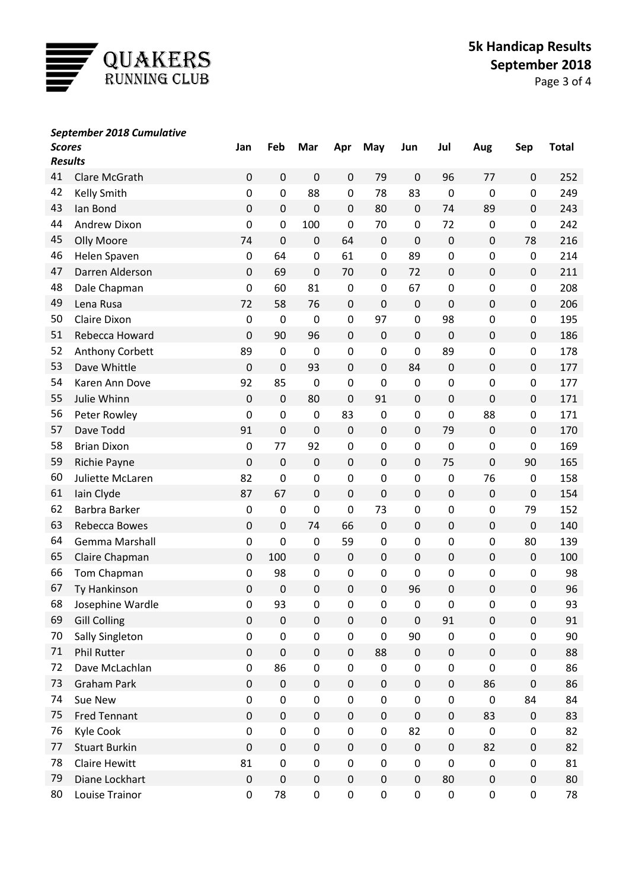**QUAKERS RUNNING CLUB**

## 5k Handicap Results
## September 2018

| September 2018 Cumulative Scores Results | | Jan | Feb | Mar | Apr | May | Jun | Jul | Aug | Sep | Total |
|---|---|---|---|---|---|---|---|---|---|---|---|
| 41 | Clare McGrath | 0 | 0 | 0 | 0 | 79 | 0 | 96 | 77 | 0 | 252 |
| 42 | Kelly Smith | 0 | 0 | 88 | 0 | 78 | 83 | 0 | 0 | 0 | 249 |
| 43 | Ian Bond | 0 | 0 | 0 | 0 | 80 | 0 | 74 | 89 | 0 | 243 |
| 44 | Andrew Dixon | 0 | 0 | 100 | 0 | 70 | 0 | 72 | 0 | 0 | 242 |
| 45 | Olly Moore | 74 | 0 | 0 | 64 | 0 | 0 | 0 | 0 | 78 | 216 |
| 46 | Helen Spaven | 0 | 64 | 0 | 61 | 0 | 89 | 0 | 0 | 0 | 214 |
| 47 | Darren Alderson | 0 | 69 | 0 | 70 | 0 | 72 | 0 | 0 | 0 | 211 |
| 48 | Dale Chapman | 0 | 60 | 81 | 0 | 0 | 67 | 0 | 0 | 0 | 208 |
| 49 | Lena Rusa | 72 | 58 | 76 | 0 | 0 | 0 | 0 | 0 | 0 | 206 |
| 50 | Claire Dixon | 0 | 0 | 0 | 0 | 97 | 0 | 98 | 0 | 0 | 195 |
| 51 | Rebecca Howard | 0 | 90 | 96 | 0 | 0 | 0 | 0 | 0 | 0 | 186 |
| 52 | Anthony Corbett | 89 | 0 | 0 | 0 | 0 | 0 | 89 | 0 | 0 | 178 |
| 53 | Dave Whittle | 0 | 0 | 93 | 0 | 0 | 84 | 0 | 0 | 0 | 177 |
| 54 | Karen Ann Dove | 92 | 85 | 0 | 0 | 0 | 0 | 0 | 0 | 0 | 177 |
| 55 | Julie Whinn | 0 | 0 | 80 | 0 | 91 | 0 | 0 | 0 | 0 | 171 |
| 56 | Peter Rowley | 0 | 0 | 0 | 83 | 0 | 0 | 0 | 88 | 0 | 171 |
| 57 | Dave Todd | 91 | 0 | 0 | 0 | 0 | 0 | 79 | 0 | 0 | 170 |
| 58 | Brian Dixon | 0 | 77 | 92 | 0 | 0 | 0 | 0 | 0 | 0 | 169 |
| 59 | Richie Payne | 0 | 0 | 0 | 0 | 0 | 0 | 75 | 0 | 90 | 165 |
| 60 | Juliette McLaren | 82 | 0 | 0 | 0 | 0 | 0 | 0 | 76 | 0 | 158 |
| 61 | Iain Clyde | 87 | 67 | 0 | 0 | 0 | 0 | 0 | 0 | 0 | 154 |
| 62 | Barbra Barker | 0 | 0 | 0 | 0 | 73 | 0 | 0 | 0 | 79 | 152 |
| 63 | Rebecca Bowes | 0 | 0 | 74 | 66 | 0 | 0 | 0 | 0 | 0 | 140 |
| 64 | Gemma Marshall | 0 | 0 | 0 | 59 | 0 | 0 | 0 | 0 | 80 | 139 |
| 65 | Claire Chapman | 0 | 100 | 0 | 0 | 0 | 0 | 0 | 0 | 0 | 100 |
| 66 | Tom Chapman | 0 | 98 | 0 | 0 | 0 | 0 | 0 | 0 | 0 | 98 |
| 67 | Ty Hankinson | 0 | 0 | 0 | 0 | 0 | 96 | 0 | 0 | 0 | 96 |
| 68 | Josephine Wardle | 0 | 93 | 0 | 0 | 0 | 0 | 0 | 0 | 0 | 93 |
| 69 | Gill Colling | 0 | 0 | 0 | 0 | 0 | 0 | 91 | 0 | 0 | 91 |
| 70 | Sally Singleton | 0 | 0 | 0 | 0 | 0 | 90 | 0 | 0 | 0 | 90 |
| 71 | Phil Rutter | 0 | 0 | 0 | 0 | 88 | 0 | 0 | 0 | 0 | 88 |
| 72 | Dave McLachlan | 0 | 86 | 0 | 0 | 0 | 0 | 0 | 0 | 0 | 86 |
| 73 | Graham Park | 0 | 0 | 0 | 0 | 0 | 0 | 0 | 86 | 0 | 86 |
| 74 | Sue New | 0 | 0 | 0 | 0 | 0 | 0 | 0 | 0 | 84 | 84 |
| 75 | Fred Tennant | 0 | 0 | 0 | 0 | 0 | 0 | 0 | 83 | 0 | 83 |
| 76 | Kyle Cook | 0 | 0 | 0 | 0 | 0 | 82 | 0 | 0 | 0 | 82 |
| 77 | Stuart Burkin | 0 | 0 | 0 | 0 | 0 | 0 | 0 | 82 | 0 | 82 |
| 78 | Claire Hewitt | 81 | 0 | 0 | 0 | 0 | 0 | 0 | 0 | 0 | 81 |
| 79 | Diane Lockhart | 0 | 0 | 0 | 0 | 0 | 0 | 80 | 0 | 0 | 80 |
| 80 | Louise Trainor | 0 | 78 | 0 | 0 | 0 | 0 | 0 | 0 | 0 | 78 |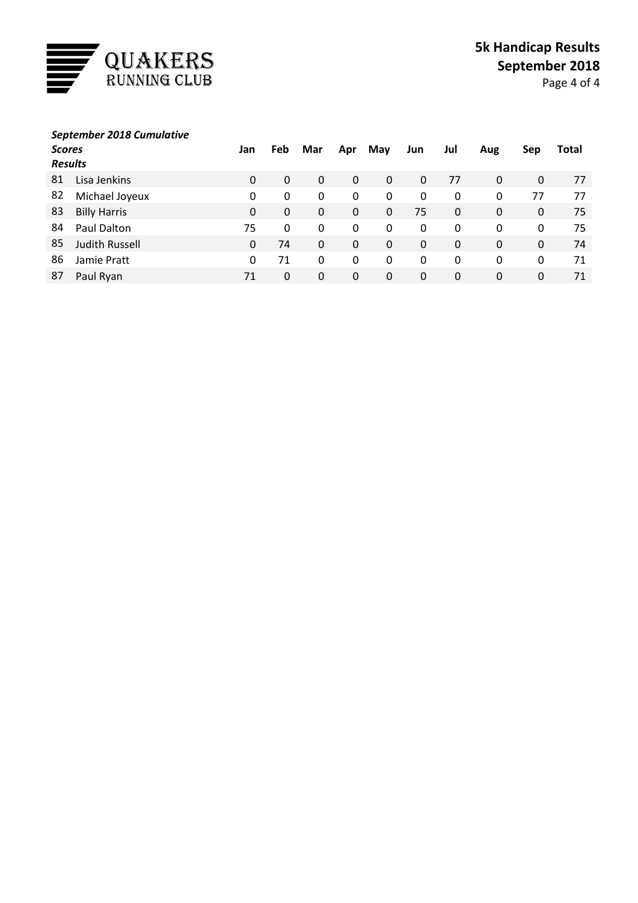# 5k Handicap Results
## September 2018

| *September 2018 Cumulative Scores Results* | | Jan | Feb | Mar | Apr | May | Jun | Jul | Aug | Sep | Total |
|---|---|---|---|---|---|---|---|---|---|---|---|
| 81 | Lisa Jenkins | 0 | 0 | 0 | 0 | 0 | 0 | 77 | 0 | 0 | 77 |
| 82 | Michael Joyeux | 0 | 0 | 0 | 0 | 0 | 0 | 0 | 0 | 77 | 77 |
| 83 | Billy Harris | 0 | 0 | 0 | 0 | 0 | 75 | 0 | 0 | 0 | 75 |
| 84 | Paul Dalton | 75 | 0 | 0 | 0 | 0 | 0 | 0 | 0 | 0 | 75 |
| 85 | Judith Russell | 0 | 74 | 0 | 0 | 0 | 0 | 0 | 0 | 0 | 74 |
| 86 | Jamie Pratt | 0 | 71 | 0 | 0 | 0 | 0 | 0 | 0 | 0 | 71 |
| 87 | Paul Ryan | 71 | 0 | 0 | 0 | 0 | 0 | 0 | 0 | 0 | 71 |